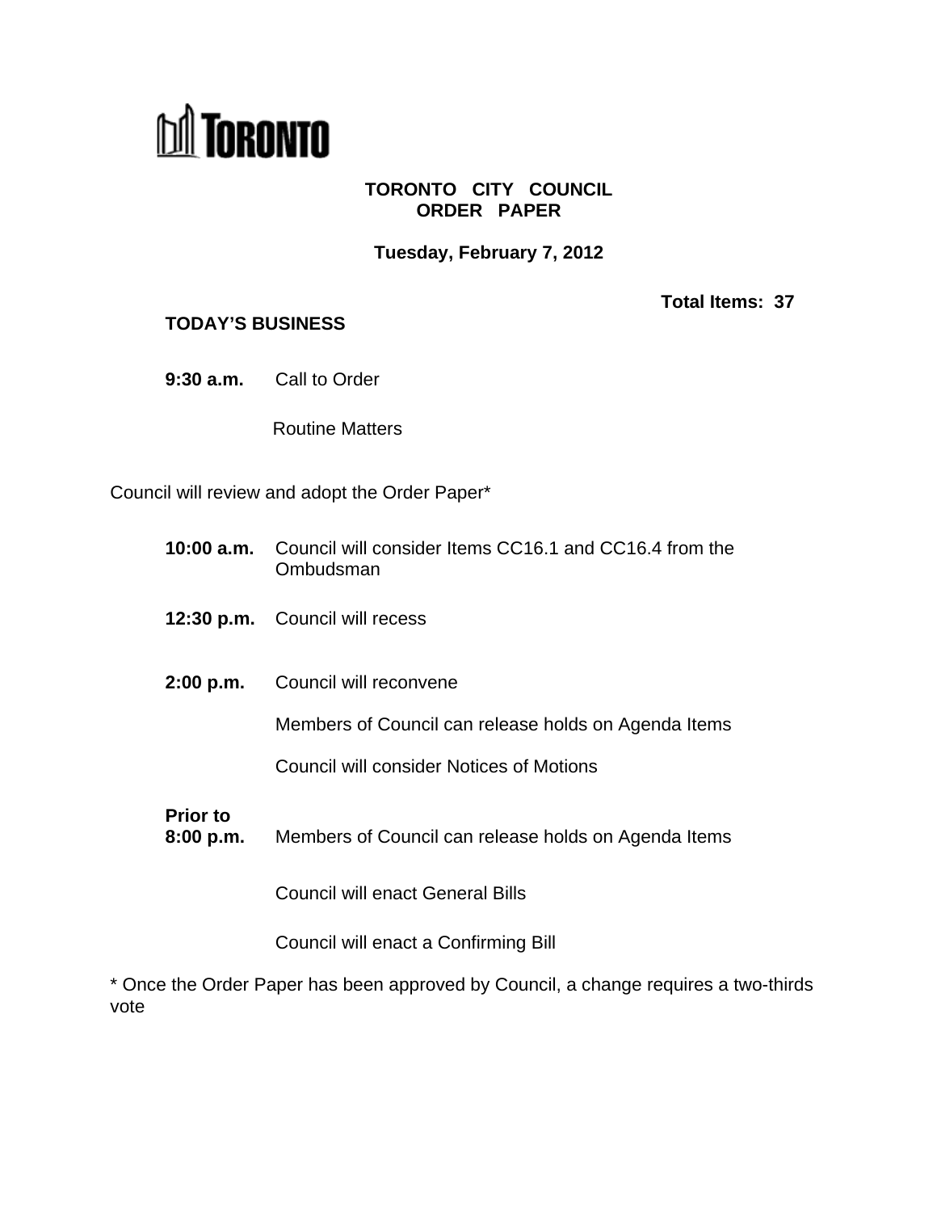TORONTO

# TORONTO CITY COUNCIL ORDER PAPER

**Tuesday, February 7, 2012**

**Total Items: 37**

## TODAY'S BUSINESS

**9:30 a.m.** Call to Order

Routine Matters

Council will review and adopt the Order Paper*

**10:00 a.m.** Council will consider Items CC16.1 and CC16.4 from the Ombudsman

**12:30 p.m.** Council will recess

**2:00 p.m.** Council will reconvene

Members of Council can release holds on Agenda Items

Council will consider Notices of Motions

**Prior to 8:00 p.m.** Members of Council can release holds on Agenda Items

Council will enact General Bills

Council will enact a Confirming Bill

* Once the Order Paper has been approved by Council, a change requires a two-thirds vote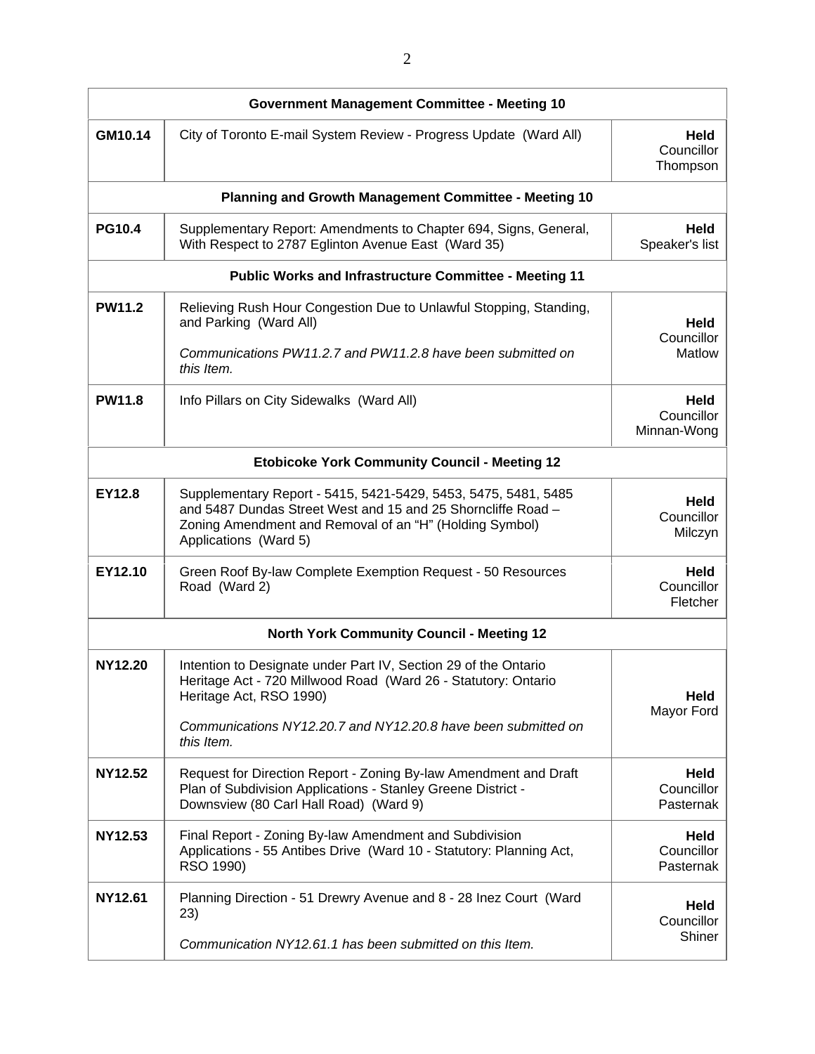| Item | Description | Status |
| --- | --- | --- |
| **Government Management Committee - Meeting 10** | | |
| **GM10.14** | City of Toronto E-mail System Review - Progress Update (Ward All) | **Held** Councillor Thompson |
| **Planning and Growth Management Committee - Meeting 10** | | |
| **PG10.4** | Supplementary Report: Amendments to Chapter 694, Signs, General, With Respect to 2787 Eglinton Avenue East (Ward 35) | **Held** Speaker's list |
| **Public Works and Infrastructure Committee - Meeting 11** | | |
| **PW11.2** | Relieving Rush Hour Congestion Due to Unlawful Stopping, Standing, and Parking (Ward All)<br>*Communications PW11.2.7 and PW11.2.8 have been submitted on this Item.* | **Held** Councillor Matlow |
| **PW11.8** | Info Pillars on City Sidewalks (Ward All) | **Held** Councillor Minnan-Wong |
| **Etobicoke York Community Council - Meeting 12** | | |
| **EY12.8** | Supplementary Report - 5415, 5421-5429, 5453, 5475, 5481, 5485 and 5487 Dundas Street West and 15 and 25 Shorncliffe Road – Zoning Amendment and Removal of an "H" (Holding Symbol) Applications (Ward 5) | **Held** Councillor Milczyn |
| **EY12.10** | Green Roof By-law Complete Exemption Request - 50 Resources Road (Ward 2) | **Held** Councillor Fletcher |
| **North York Community Council - Meeting 12** | | |
| **NY12.20** | Intention to Designate under Part IV, Section 29 of the Ontario Heritage Act - 720 Millwood Road (Ward 26 - Statutory: Ontario Heritage Act, RSO 1990)<br>*Communications NY12.20.7 and NY12.20.8 have been submitted on this Item.* | **Held** Mayor Ford |
| **NY12.52** | Request for Direction Report - Zoning By-law Amendment and Draft Plan of Subdivision Applications - Stanley Greene District - Downsview (80 Carl Hall Road) (Ward 9) | **Held** Councillor Pasternak |
| **NY12.53** | Final Report - Zoning By-law Amendment and Subdivision Applications - 55 Antibes Drive (Ward 10 - Statutory: Planning Act, RSO 1990) | **Held** Councillor Pasternak |
| **NY12.61** | Planning Direction - 51 Drewry Avenue and 8 - 28 Inez Court (Ward 23)<br>*Communication NY12.61.1 has been submitted on this Item.* | **Held** Councillor Shiner |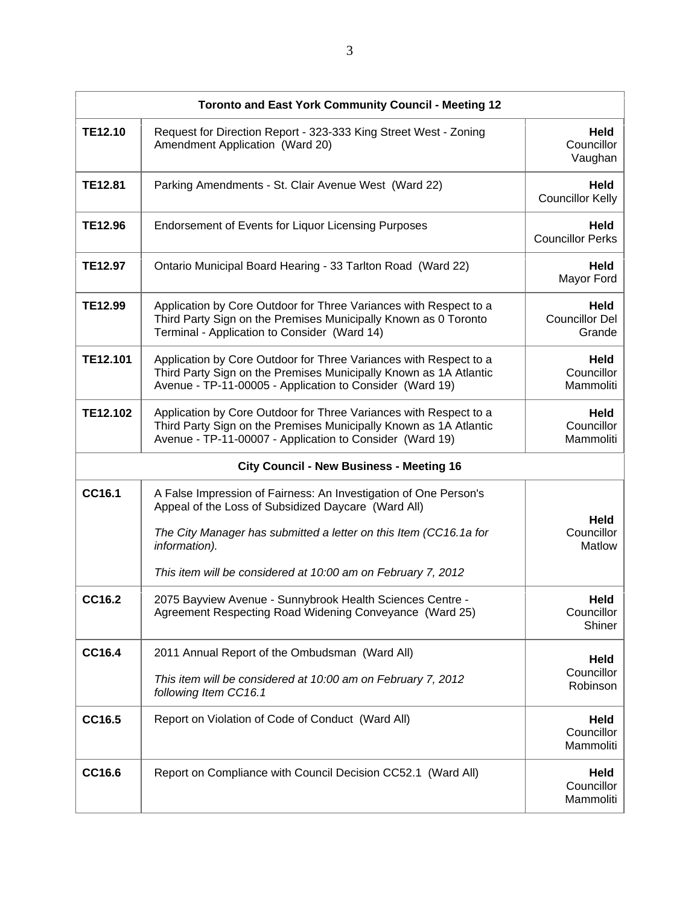| Toronto and East York Community Council - Meeting 12 | | |
|---|---|---|
| **TE12.10** | Request for Direction Report - 323-333 King Street West - Zoning Amendment Application (Ward 20) | **Held** Councillor Vaughan |
| **TE12.81** | Parking Amendments - St. Clair Avenue West (Ward 22) | **Held** Councillor Kelly |
| **TE12.96** | Endorsement of Events for Liquor Licensing Purposes | **Held** Councillor Perks |
| **TE12.97** | Ontario Municipal Board Hearing - 33 Tarlton Road (Ward 22) | **Held** Mayor Ford |
| **TE12.99** | Application by Core Outdoor for Three Variances with Respect to a Third Party Sign on the Premises Municipally Known as 0 Toronto Terminal - Application to Consider (Ward 14) | **Held** Councillor Del Grande |
| **TE12.101** | Application by Core Outdoor for Three Variances with Respect to a Third Party Sign on the Premises Municipally Known as 1A Atlantic Avenue - TP-11-00005 - Application to Consider (Ward 19) | **Held** Councillor Mammoliti |
| **TE12.102** | Application by Core Outdoor for Three Variances with Respect to a Third Party Sign on the Premises Municipally Known as 1A Atlantic Avenue - TP-11-00007 - Application to Consider (Ward 19) | **Held** Councillor Mammoliti |
| **City Council - New Business - Meeting 16** | | |
| **CC16.1** | A False Impression of Fairness: An Investigation of One Person's Appeal of the Loss of Subsidized Daycare (Ward All)<br><br>*The City Manager has submitted a letter on this Item (CC16.1a for information).*<br><br>*This item will be considered at 10:00 am on February 7, 2012* | **Held** Councillor Matlow |
| **CC16.2** | 2075 Bayview Avenue - Sunnybrook Health Sciences Centre - Agreement Respecting Road Widening Conveyance (Ward 25) | **Held** Councillor Shiner |
| **CC16.4** | 2011 Annual Report of the Ombudsman (Ward All)<br><br>*This item will be considered at 10:00 am on February 7, 2012 following Item CC16.1* | **Held** Councillor Robinson |
| **CC16.5** | Report on Violation of Code of Conduct (Ward All) | **Held** Councillor Mammoliti |
| **CC16.6** | Report on Compliance with Council Decision CC52.1 (Ward All) | **Held** Councillor Mammoliti |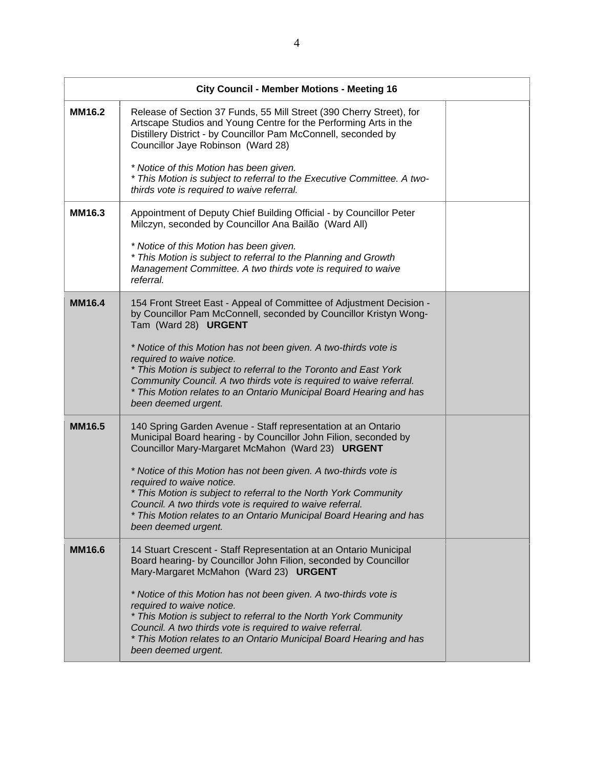| City Council - Member Motions - Meeting 16 | | |
|---|---|---|
| **MM16.2** | Release of Section 37 Funds, 55 Mill Street (390 Cherry Street), for Artscape Studios and Young Centre for the Performing Arts in the Distillery District - by Councillor Pam McConnell, seconded by Councillor Jaye Robinson (Ward 28)<br><br>*\* Notice of this Motion has been given.*<br>*\* This Motion is subject to referral to the Executive Committee. A two-thirds vote is required to waive referral.* | |
| **MM16.3** | Appointment of Deputy Chief Building Official - by Councillor Peter Milczyn, seconded by Councillor Ana Bailão (Ward All)<br><br>*\* Notice of this Motion has been given.*<br>*\* This Motion is subject to referral to the Planning and Growth Management Committee. A two thirds vote is required to waive referral.* | |
| **MM16.4** | 154 Front Street East - Appeal of Committee of Adjustment Decision - by Councillor Pam McConnell, seconded by Councillor Kristyn Wong-Tam (Ward 28) **URGENT**<br><br>*\* Notice of this Motion has not been given. A two-thirds vote is required to waive notice.*<br>*\* This Motion is subject to referral to the Toronto and East York Community Council. A two thirds vote is required to waive referral.*<br>*\* This Motion relates to an Ontario Municipal Board Hearing and has been deemed urgent.* | |
| **MM16.5** | 140 Spring Garden Avenue - Staff representation at an Ontario Municipal Board hearing - by Councillor John Filion, seconded by Councillor Mary-Margaret McMahon (Ward 23) **URGENT**<br><br>*\* Notice of this Motion has not been given. A two-thirds vote is required to waive notice.*<br>*\* This Motion is subject to referral to the North York Community Council. A two thirds vote is required to waive referral.*<br>*\* This Motion relates to an Ontario Municipal Board Hearing and has been deemed urgent.* | |
| **MM16.6** | 14 Stuart Crescent - Staff Representation at an Ontario Municipal Board hearing- by Councillor John Filion, seconded by Councillor Mary-Margaret McMahon (Ward 23) **URGENT**<br><br>*\* Notice of this Motion has not been given. A two-thirds vote is required to waive notice.*<br>*\* This Motion is subject to referral to the North York Community Council. A two thirds vote is required to waive referral.*<br>*\* This Motion relates to an Ontario Municipal Board Hearing and has been deemed urgent.* | |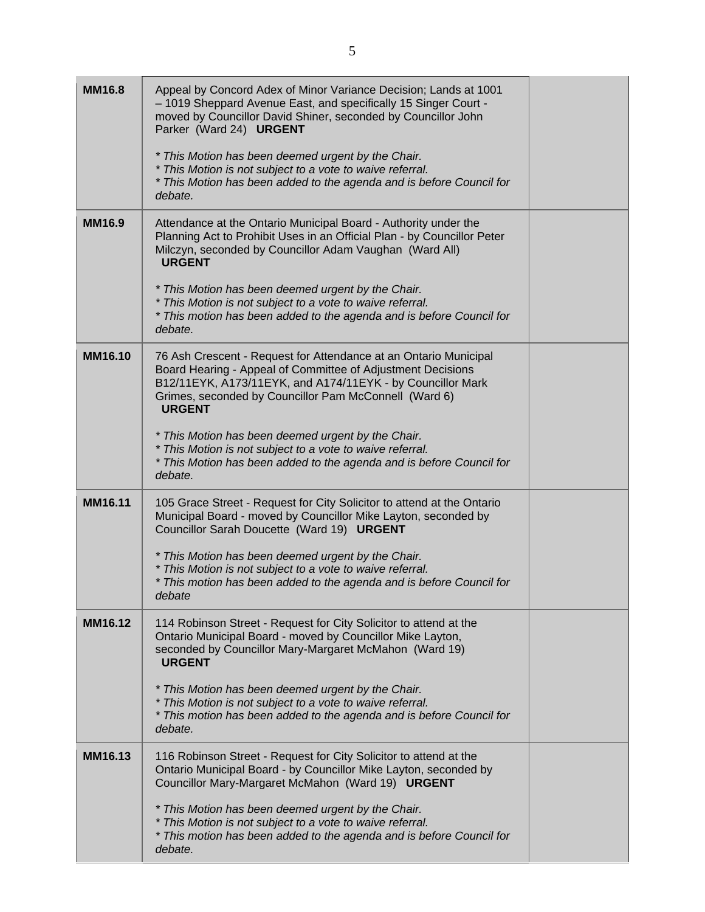| | | |
|---|---|---|
| **MM16.8** | Appeal by Concord Adex of Minor Variance Decision; Lands at 1001 – 1019 Sheppard Avenue East, and specifically 15 Singer Court - moved by Councillor David Shiner, seconded by Councillor John Parker (Ward 24) **URGENT**<br><br>*\* This Motion has been deemed urgent by the Chair.*<br>*\* This Motion is not subject to a vote to waive referral.*<br>*\* This Motion has been added to the agenda and is before Council for debate.* | |
| **MM16.9** | Attendance at the Ontario Municipal Board - Authority under the Planning Act to Prohibit Uses in an Official Plan - by Councillor Peter Milczyn, seconded by Councillor Adam Vaughan (Ward All) **URGENT**<br><br>*\* This Motion has been deemed urgent by the Chair.*<br>*\* This Motion is not subject to a vote to waive referral.*<br>*\* This motion has been added to the agenda and is before Council for debate.* | |
| **MM16.10** | 76 Ash Crescent - Request for Attendance at an Ontario Municipal Board Hearing - Appeal of Committee of Adjustment Decisions B12/11EYK, A173/11EYK, and A174/11EYK - by Councillor Mark Grimes, seconded by Councillor Pam McConnell (Ward 6) **URGENT**<br><br>*\* This Motion has been deemed urgent by the Chair.*<br>*\* This Motion is not subject to a vote to waive referral.*<br>*\* This Motion has been added to the agenda and is before Council for debate.* | |
| **MM16.11** | 105 Grace Street - Request for City Solicitor to attend at the Ontario Municipal Board - moved by Councillor Mike Layton, seconded by Councillor Sarah Doucette (Ward 19) **URGENT**<br><br>*\* This Motion has been deemed urgent by the Chair.*<br>*\* This Motion is not subject to a vote to waive referral.*<br>*\* This motion has been added to the agenda and is before Council for debate* | |
| **MM16.12** | 114 Robinson Street - Request for City Solicitor to attend at the Ontario Municipal Board - moved by Councillor Mike Layton, seconded by Councillor Mary-Margaret McMahon (Ward 19) **URGENT**<br><br>*\* This Motion has been deemed urgent by the Chair.*<br>*\* This Motion is not subject to a vote to waive referral.*<br>*\* This motion has been added to the agenda and is before Council for debate.* | |
| **MM16.13** | 116 Robinson Street - Request for City Solicitor to attend at the Ontario Municipal Board - by Councillor Mike Layton, seconded by Councillor Mary-Margaret McMahon (Ward 19) **URGENT**<br><br>*\* This Motion has been deemed urgent by the Chair.*<br>*\* This Motion is not subject to a vote to waive referral.*<br>*\* This motion has been added to the agenda and is before Council for debate.* | |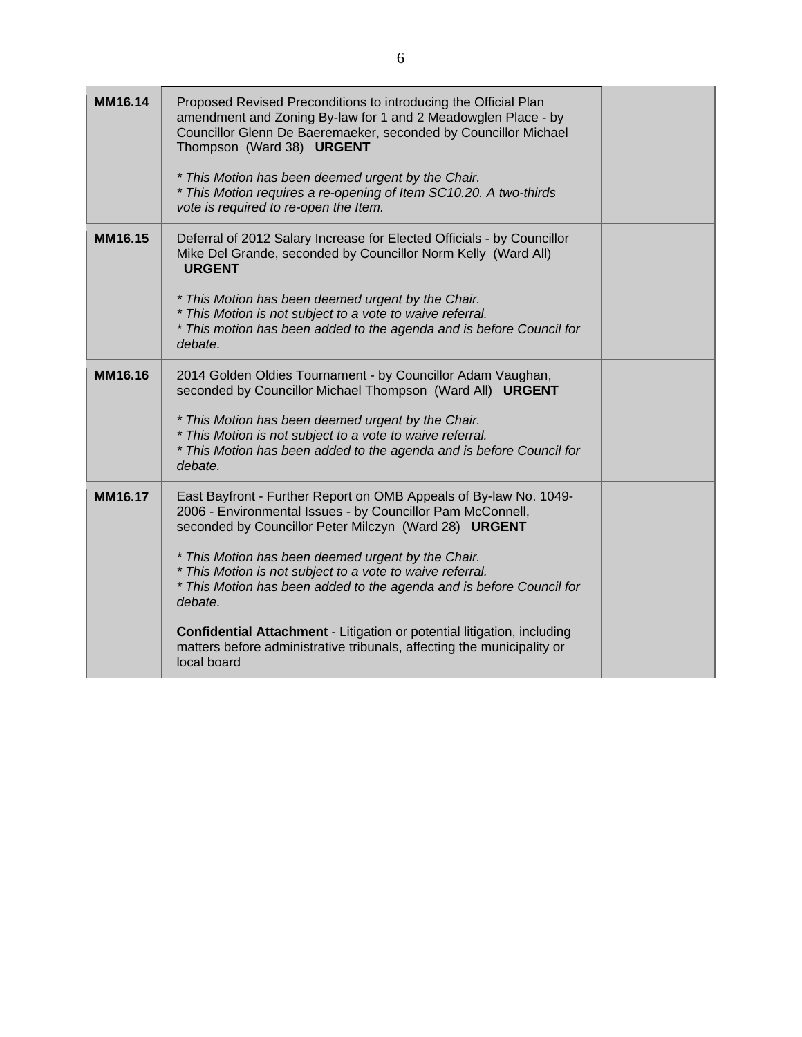| | | |
|---|---|---|
| **MM16.14** | Proposed Revised Preconditions to introducing the Official Plan amendment and Zoning By-law for 1 and 2 Meadowglen Place - by Councillor Glenn De Baeremaeker, seconded by Councillor Michael Thompson (Ward 38) **URGENT**<br><br>*\* This Motion has been deemed urgent by the Chair.*<br>*\* This Motion requires a re-opening of Item SC10.20. A two-thirds vote is required to re-open the Item.* | |
| **MM16.15** | Deferral of 2012 Salary Increase for Elected Officials - by Councillor Mike Del Grande, seconded by Councillor Norm Kelly (Ward All) **URGENT**<br><br>*\* This Motion has been deemed urgent by the Chair.*<br>*\* This Motion is not subject to a vote to waive referral.*<br>*\* This motion has been added to the agenda and is before Council for debate.* | |
| **MM16.16** | 2014 Golden Oldies Tournament - by Councillor Adam Vaughan, seconded by Councillor Michael Thompson (Ward All) **URGENT**<br><br>*\* This Motion has been deemed urgent by the Chair.*<br>*\* This Motion is not subject to a vote to waive referral.*<br>*\* This Motion has been added to the agenda and is before Council for debate.* | |
| **MM16.17** | East Bayfront - Further Report on OMB Appeals of By-law No. 1049-2006 - Environmental Issues - by Councillor Pam McConnell, seconded by Councillor Peter Milczyn (Ward 28) **URGENT**<br><br>*\* This Motion has been deemed urgent by the Chair.*<br>*\* This Motion is not subject to a vote to waive referral.*<br>*\* This Motion has been added to the agenda and is before Council for debate.*<br><br>**Confidential Attachment** - Litigation or potential litigation, including matters before administrative tribunals, affecting the municipality or local board | |